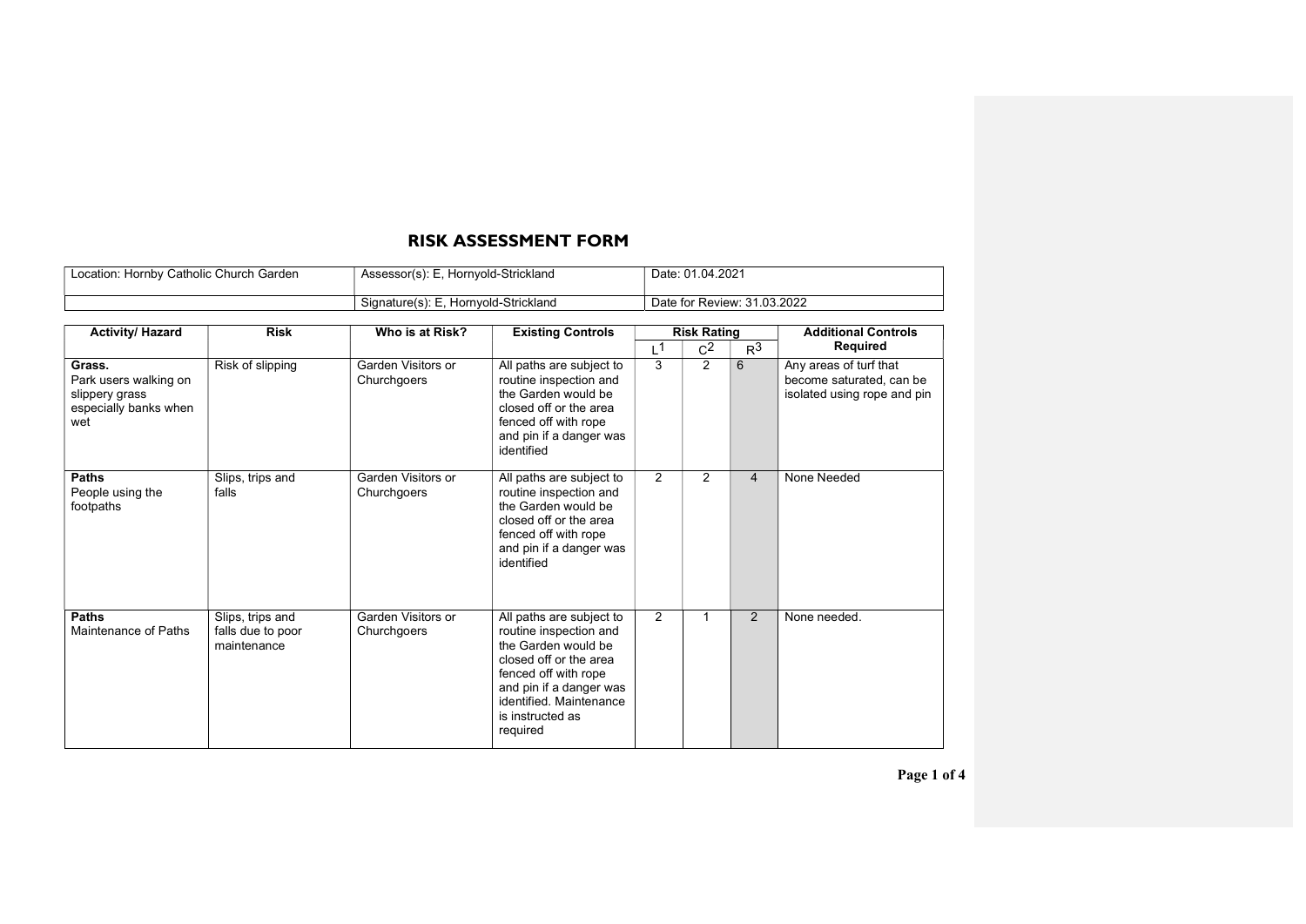# RISK ASSESSMENT FORM

| Location: Hornby Catholic Church Garden | Assessor(s): E, Hornyold-Strickland | Date: 01.04.2021 |
|---|---|---|
| | Signature(s): E, Hornyold-Strickland | Date for Review: 31.03.2022 |

| Activity/ Hazard | Risk | Who is at Risk? | Existing Controls | Risk Rating | | | Additional Controls Required |
|---|---|---|---|---|---|---|---|
| | | | | L[1] | C[2] | R[3] | |
| **Grass.** Park users walking on slippery grass especially banks when wet | Risk of slipping | Garden Visitors or Churchgoers | All paths are subject to routine inspection and the Garden would be closed off or the area fenced off with rope and pin if a danger was identified | 3 | 2 | 6 | Any areas of turf that become saturated, can be isolated using rope and pin |
| **Paths** People using the footpaths | Slips, trips and falls | Garden Visitors or Churchgoers | All paths are subject to routine inspection and the Garden would be closed off or the area fenced off with rope and pin if a danger was identified | 2 | 2 | 4 | None Needed |
| **Paths** Maintenance of Paths | Slips, trips and falls due to poor maintenance | Garden Visitors or Churchgoers | All paths are subject to routine inspection and the Garden would be closed off or the area fenced off with rope and pin if a danger was identified. Maintenance is instructed as required | 2 | 1 | 2 | None needed. |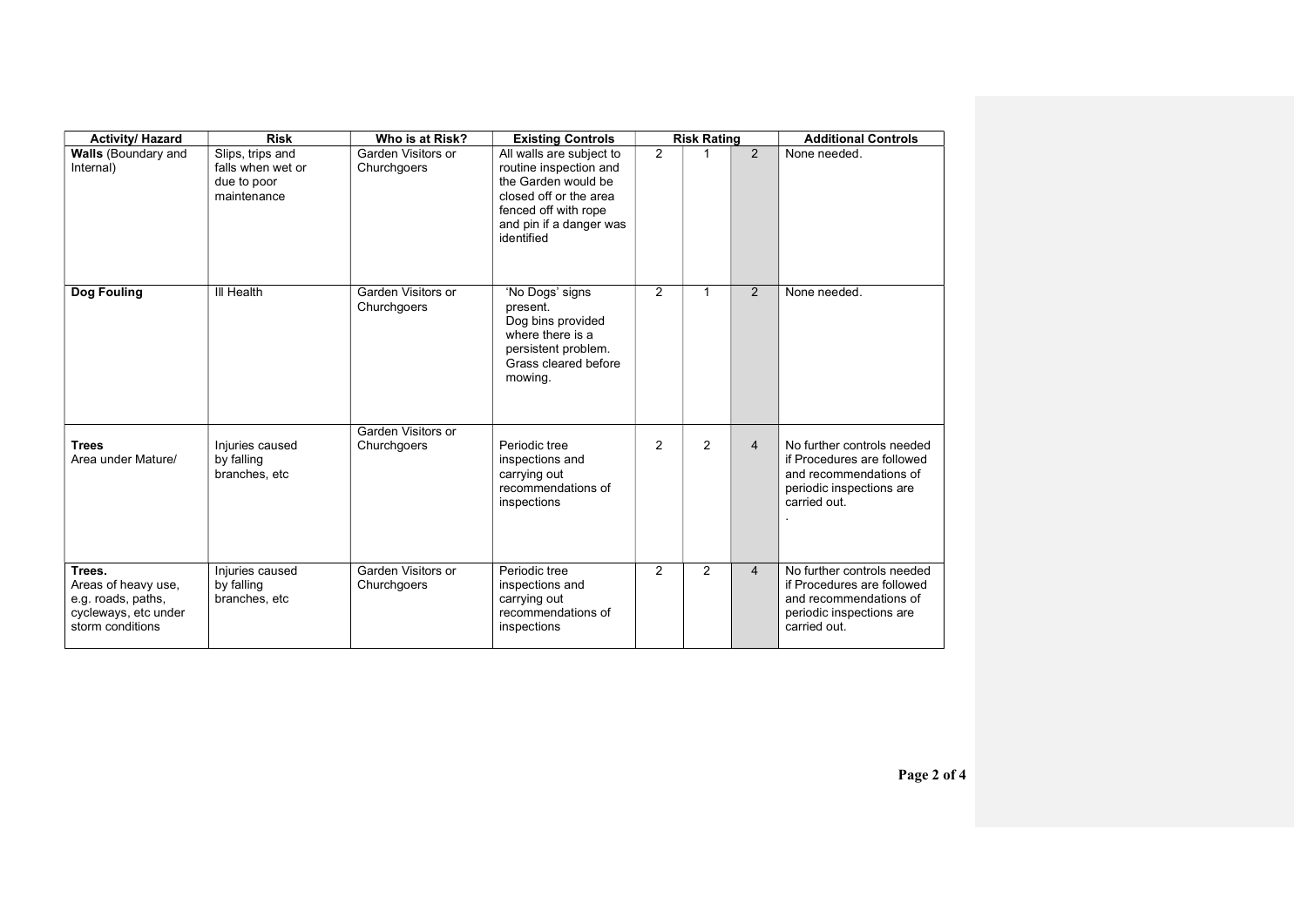| Activity/ Hazard | Risk | Who is at Risk? | Existing Controls | Risk Rating | | | Additional Controls |
|---|---|---|---|---|---|---|---|
| **Walls** (Boundary and Internal) | Slips, trips and falls when wet or due to poor maintenance | Garden Visitors or Churchgoers | All walls are subject to routine inspection and the Garden would be closed off or the area fenced off with rope and pin if a danger was identified | 2 | 1 | 2 | None needed. |
| **Dog Fouling** | Ill Health | Garden Visitors or Churchgoers | 'No Dogs' signs present. Dog bins provided where there is a persistent problem. Grass cleared before mowing. | 2 | 1 | 2 | None needed. |
| **Trees** Area under Mature/ | Injuries caused by falling branches, etc | Garden Visitors or Churchgoers | Periodic tree inspections and carrying out recommendations of inspections | 2 | 2 | 4 | No further controls needed if Procedures are followed and recommendations of periodic inspections are carried out. . |
| **Trees.** Areas of heavy use, e.g. roads, paths, cycleways, etc under storm conditions | Injuries caused by falling branches, etc | Garden Visitors or Churchgoers | Periodic tree inspections and carrying out recommendations of inspections | 2 | 2 | 4 | No further controls needed if Procedures are followed and recommendations of periodic inspections are carried out. |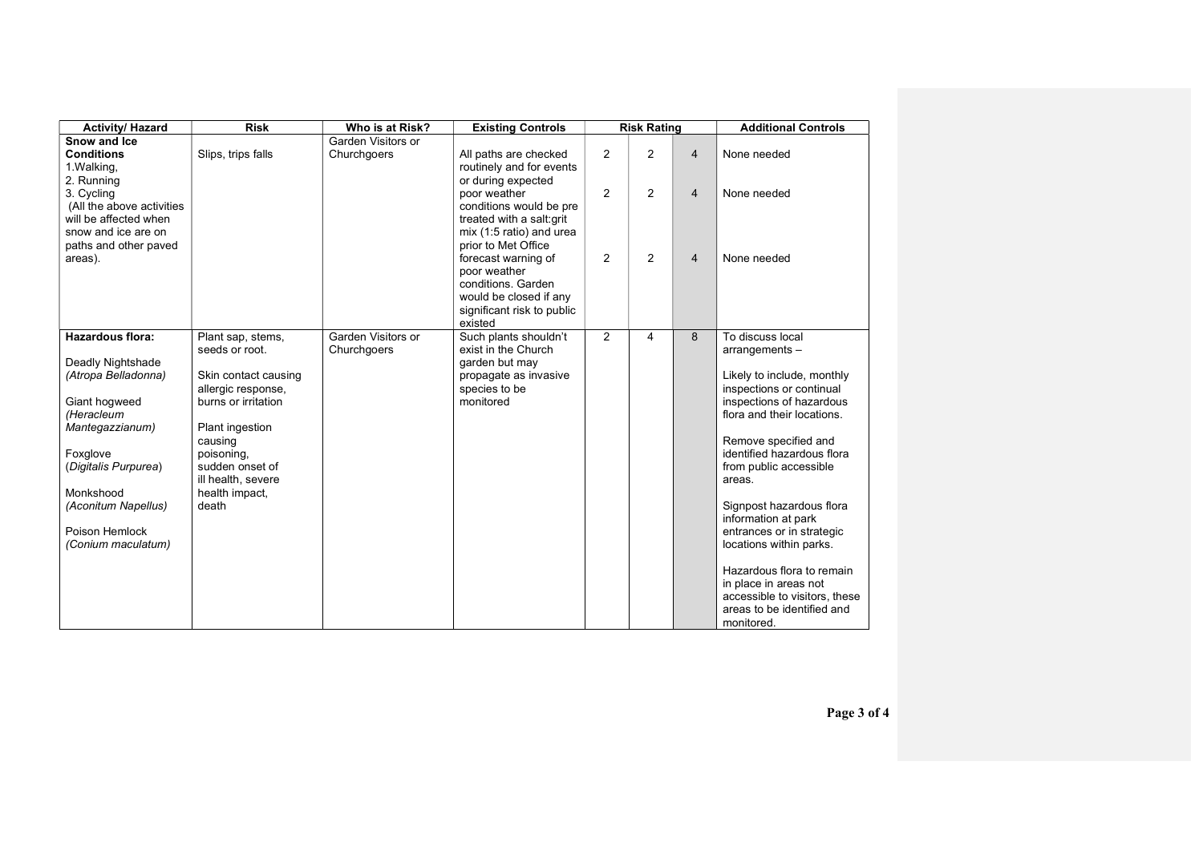| Activity/ Hazard | Risk | Who is at Risk? | Existing Controls | Risk Rating | | | Additional Controls |
|---|---|---|---|---|---|---|---|
| **Snow and Ice Conditions**<br>1.Walking,<br>2. Running<br>3. Cycling<br>(All the above activities will be affected when snow and ice are on paths and other paved areas). | Slips, trips falls | Garden Visitors or Churchgoers | All paths are checked routinely and for events or during expected poor weather conditions would be pre treated with a salt:grit mix (1:5 ratio) and urea prior to Met Office forecast warning of poor weather conditions. Garden would be closed if any significant risk to public existed | 2<br>2<br>2 | 2<br>2<br>2 | 4<br>4<br>4 | None needed<br>None needed<br>None needed |
| **Hazardous flora:**<br><br>Deadly Nightshade *(Atropa Belladonna)*<br><br>Giant hogweed *(Heracleum Mantegazzianum)*<br><br>Foxglove (*Digitalis Purpurea*)<br><br>Monkshood *(Aconitum Napellus)*<br><br>Poison Hemlock *(Conium maculatum)* | Plant sap, stems, seeds or root.<br><br>Skin contact causing allergic response, burns or irritation<br><br>Plant ingestion causing poisoning, sudden onset of ill health, severe health impact, death | Garden Visitors or Churchgoers | Such plants shouldn't exist in the Church garden but may propagate as invasive species to be monitored | 2 | 4 | 8 | To discuss local arrangements –<br><br>Likely to include, monthly inspections or continual inspections of hazardous flora and their locations.<br><br>Remove specified and identified hazardous flora from public accessible areas.<br><br>Signpost hazardous flora information at park entrances or in strategic locations within parks.<br><br>Hazardous flora to remain in place in areas not accessible to visitors, these areas to be identified and monitored. |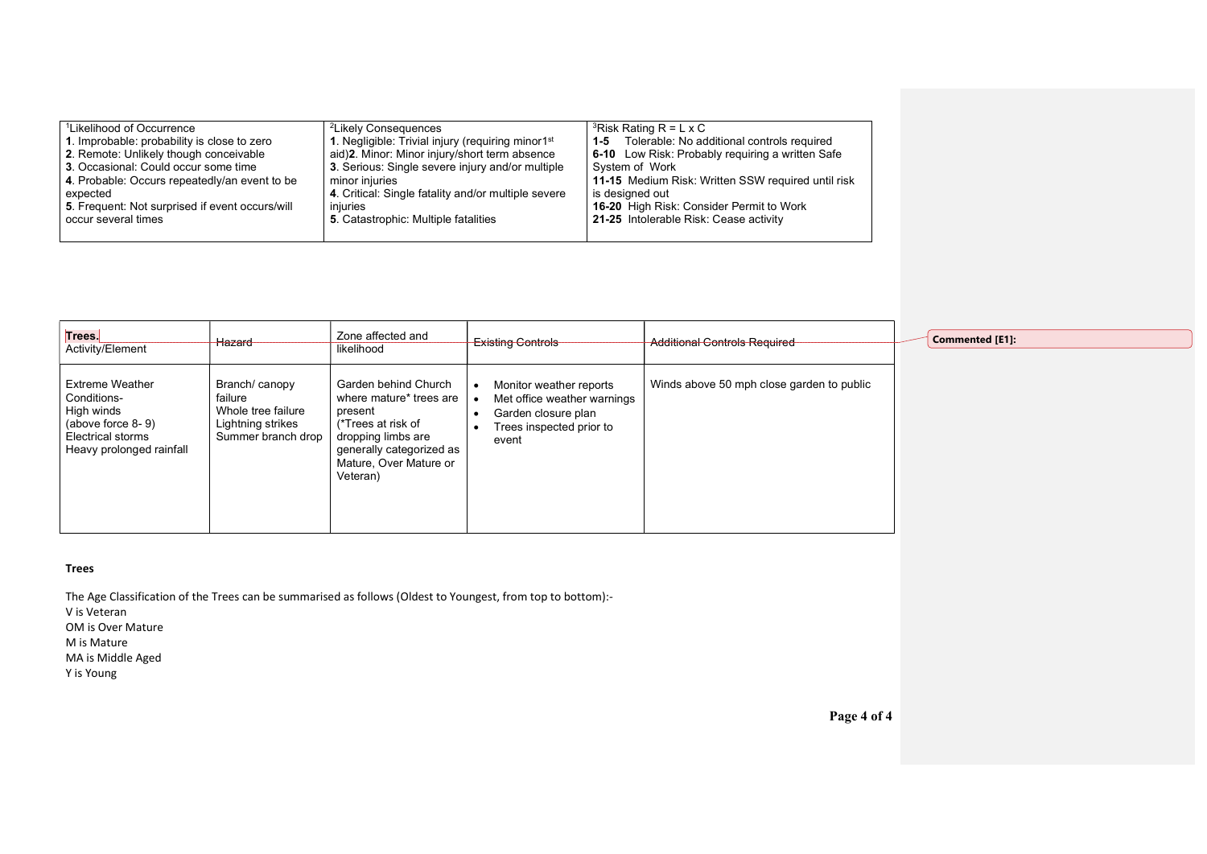| [1]Likelihood of Occurrence | [2]Likely Consequences | [3]Risk Rating R = L x C |
|---|---|---|
| **1**. Improbable: probability is close to zero<br>**2**. Remote: Unlikely though conceivable<br>**3**. Occasional: Could occur some time<br>**4**. Probable: Occurs repeatedly/an event to be expected<br>**5**. Frequent: Not surprised if event occurs/will occur several times | **1**. Negligible: Trivial injury (requiring minor1st aid)**2**. Minor: Minor injury/short term absence<br>**3**. Serious: Single severe injury and/or multiple minor injuries<br>**4**. Critical: Single fatality and/or multiple severe injuries<br>**5**. Catastrophic: Multiple fatalities | **1-5** Tolerable: No additional controls required<br>**6-10** Low Risk: Probably requiring a written Safe System of Work<br>**11-15** Medium Risk: Written SSW required until risk is designed out<br>**16-20** High Risk: Consider Permit to Work<br>**21-25** Intolerable Risk: Cease activity |

| **Trees.** ~~Activity/Element~~ | ~~Hazard~~ | Zone affected and likelihood | ~~Existing Controls~~ | ~~Additional Controls Required~~ |
|---|---|---|---|---|
| Extreme Weather Conditions-<br>High winds (above force 8- 9)<br>Electrical storms<br>Heavy prolonged rainfall | Branch/ canopy failure<br>Whole tree failure<br>Lightning strikes<br>Summer branch drop | Garden behind Church where mature* trees are present<br>(*Trees at risk of dropping limbs are generally categorized as Mature, Over Mature or Veteran) | • Monitor weather reports<br>• Met office weather warnings<br>• Garden closure plan<br>• Trees inspected prior to event | Winds above 50 mph close garden to public |

**Commented [E1]:**

**Trees**

The Age Classification of the Trees can be summarised as follows (Oldest to Youngest, from top to bottom):-

V is Veteran
OM is Over Mature
M is Mature
MA is Middle Aged
Y is Young